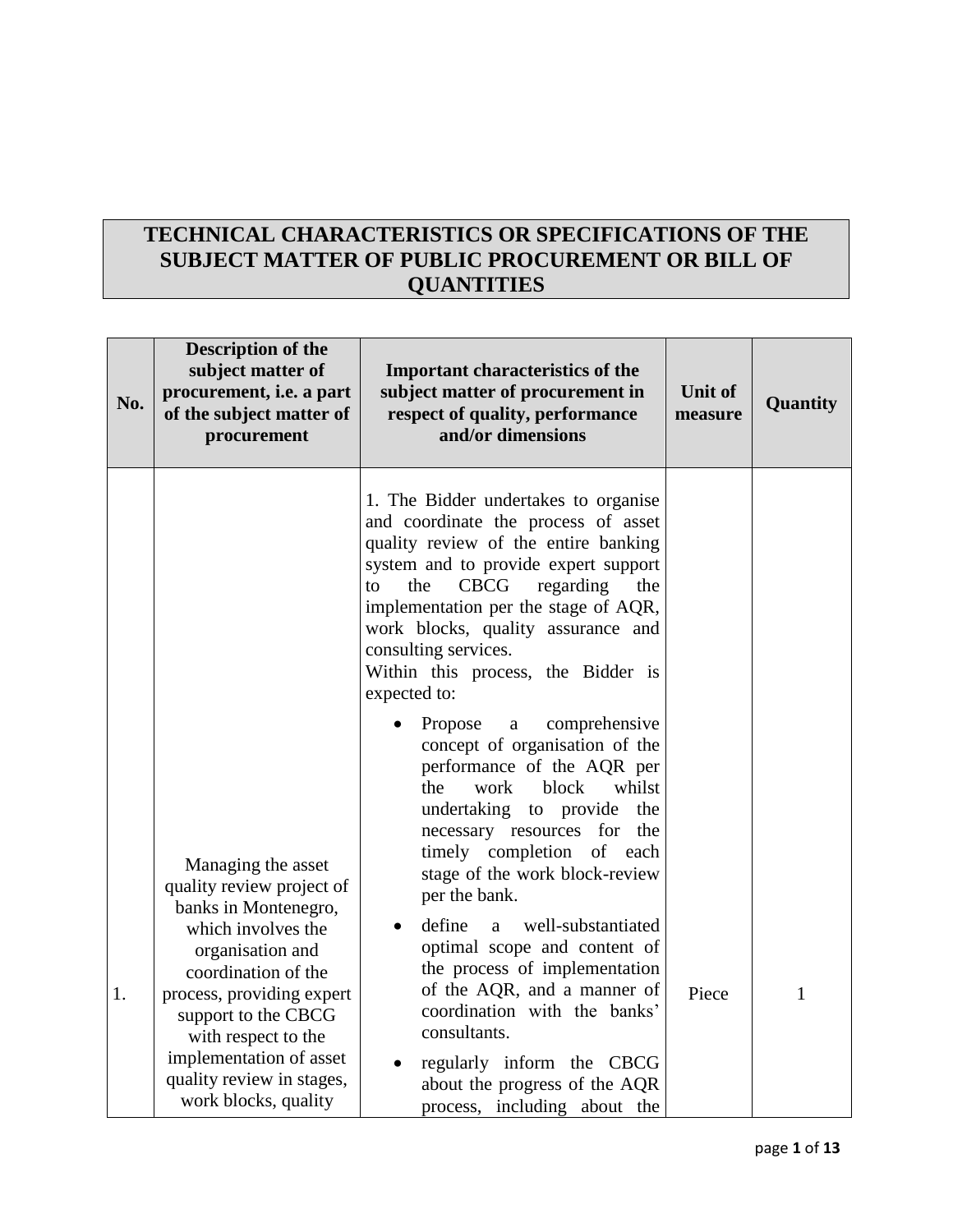# TECHNICAL CHARACTERISTICS OR SPECIFICATIONS OF THE SUBJECT MATTER OF PUBLIC PROCUREMENT OR BILL OF QUANTITIES

| No. | Description of the subject matter of procurement, i.e. a part of the subject matter of procurement | Important characteristics of the subject matter of procurement in respect of quality, performance and/or dimensions | Unit of measure | Quantity |
|---|---|---|---|---|
| 1. | Managing the asset quality review project of banks in Montenegro, which involves the organisation and coordination of the process, providing expert support to the CBCG with respect to the implementation of asset quality review in stages, work blocks, quality | 1. The Bidder undertakes to organise and coordinate the process of asset quality review of the entire banking system and to provide expert support to the CBCG regarding the implementation per the stage of AQR, work blocks, quality assurance and consulting services.<br>Within this process, the Bidder is expected to:<br>• Propose a comprehensive concept of organisation of the performance of the AQR per the work block whilst undertaking to provide the necessary resources for the timely completion of each stage of the work block-review per the bank.<br>• define a well-substantiated optimal scope and content of the process of implementation of the AQR, and a manner of coordination with the banks' consultants.<br>• regularly inform the CBCG about the progress of the AQR process, including about the | Piece | 1 |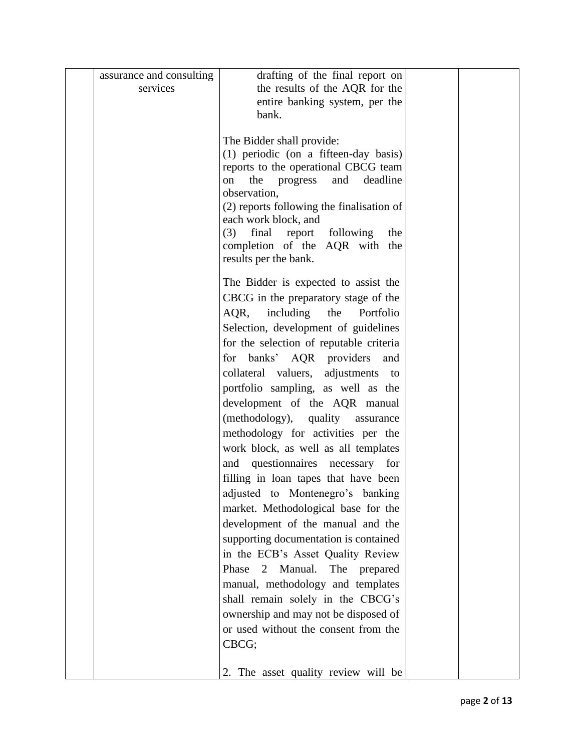| | | | | |
|---|---|---|---|---|
| | assurance and consulting services | drafting of the final report on the results of the AQR for the entire banking system, per the bank.<br><br>The Bidder shall provide:<br>(1) periodic (on a fifteen-day basis) reports to the operational CBCG team on the progress and deadline observation,<br>(2) reports following the finalisation of each work block, and<br>(3) final report following the completion of the AQR with the results per the bank.<br><br>The Bidder is expected to assist the CBCG in the preparatory stage of the AQR, including the Portfolio Selection, development of guidelines for the selection of reputable criteria for banks' AQR providers and collateral valuers, adjustments to portfolio sampling, as well as the development of the AQR manual (methodology), quality assurance methodology for activities per the work block, as well as all templates and questionnaires necessary for filling in loan tapes that have been adjusted to Montenegro's banking market. Methodological base for the development of the manual and the supporting documentation is contained in the ECB's Asset Quality Review Phase 2 Manual. The prepared manual, methodology and templates shall remain solely in the CBCG's ownership and may not be disposed of or used without the consent from the CBCG;<br><br>2. The asset quality review will be | | |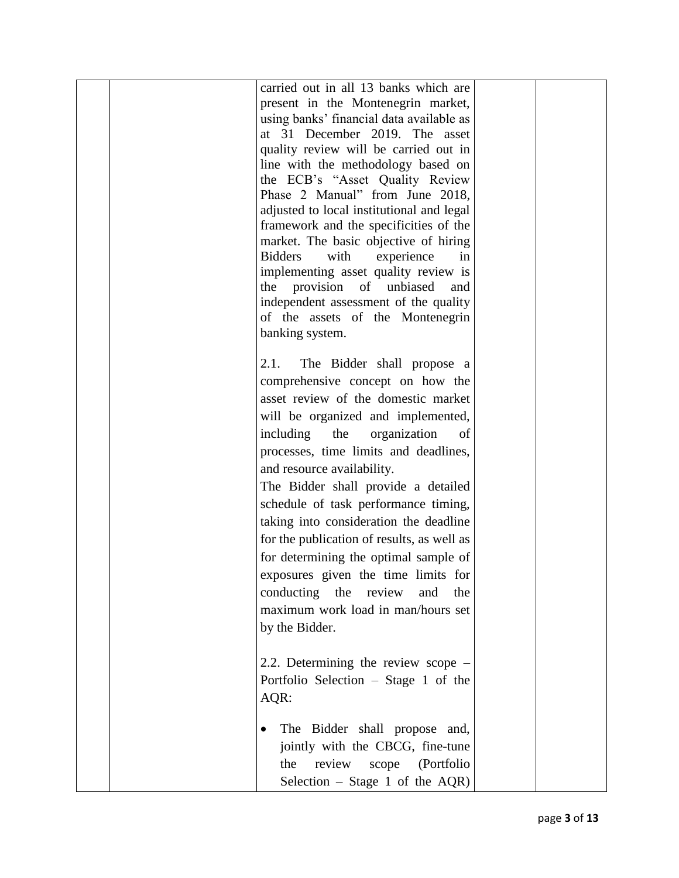| | | | | |
|---|---|---|---|---|
| | | carried out in all 13 banks which are present in the Montenegrin market, using banks' financial data available as at 31 December 2019. The asset quality review will be carried out in line with the methodology based on the ECB's "Asset Quality Review Phase 2 Manual" from June 2018, adjusted to local institutional and legal framework and the specificities of the market. The basic objective of hiring Bidders with experience in implementing asset quality review is the provision of unbiased and independent assessment of the quality of the assets of the Montenegrin banking system.<br><br>2.1. The Bidder shall propose a comprehensive concept on how the asset review of the domestic market will be organized and implemented, including the organization of processes, time limits and deadlines, and resource availability.<br>The Bidder shall provide a detailed schedule of task performance timing, taking into consideration the deadline for the publication of results, as well as for determining the optimal sample of exposures given the time limits for conducting the review and the maximum work load in man/hours set by the Bidder.<br><br>2.2. Determining the review scope – Portfolio Selection – Stage 1 of the AQR:<br><br>• The Bidder shall propose and, jointly with the CBCG, fine-tune the review scope (Portfolio Selection – Stage 1 of the AQR) | | |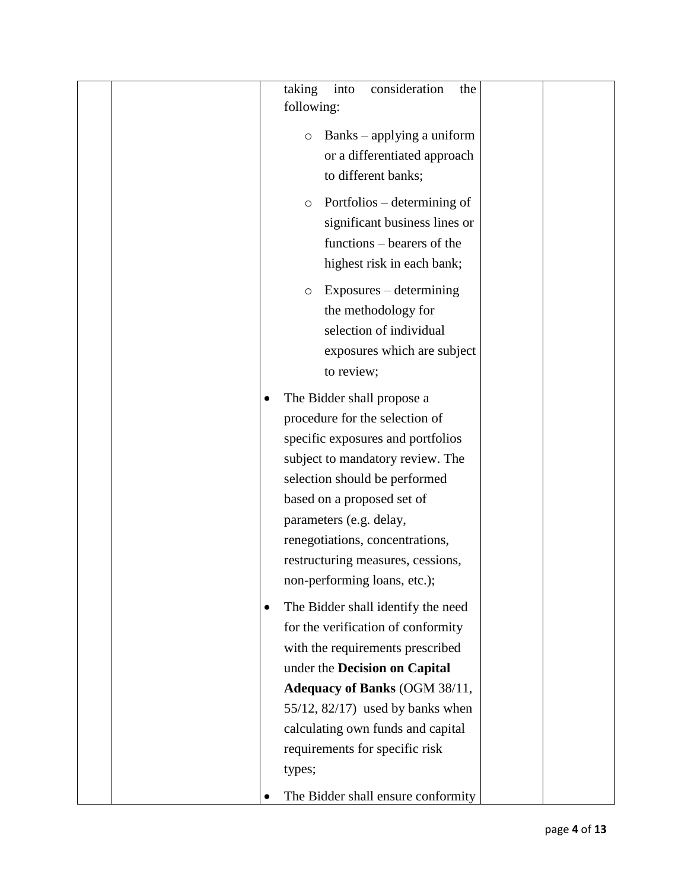| | | taking into consideration the following:<br><br>◦ Banks – applying a uniform or a differentiated approach to different banks;<br><br>◦ Portfolios – determining of significant business lines or functions – bearers of the highest risk in each bank;<br><br>◦ Exposures – determining the methodology for selection of individual exposures which are subject to review;<br><br>• The Bidder shall propose a procedure for the selection of specific exposures and portfolios subject to mandatory review. The selection should be performed based on a proposed set of parameters (e.g. delay, renegotiations, concentrations, restructuring measures, cessions, non-performing loans, etc.);<br><br>• The Bidder shall identify the need for the verification of conformity with the requirements prescribed under the **Decision on Capital Adequacy of Banks** (OGM 38/11, 55/12, 82/17) used by banks when calculating own funds and capital requirements for specific risk types;<br><br>• The Bidder shall ensure conformity | | |
|---|---|---|---|---|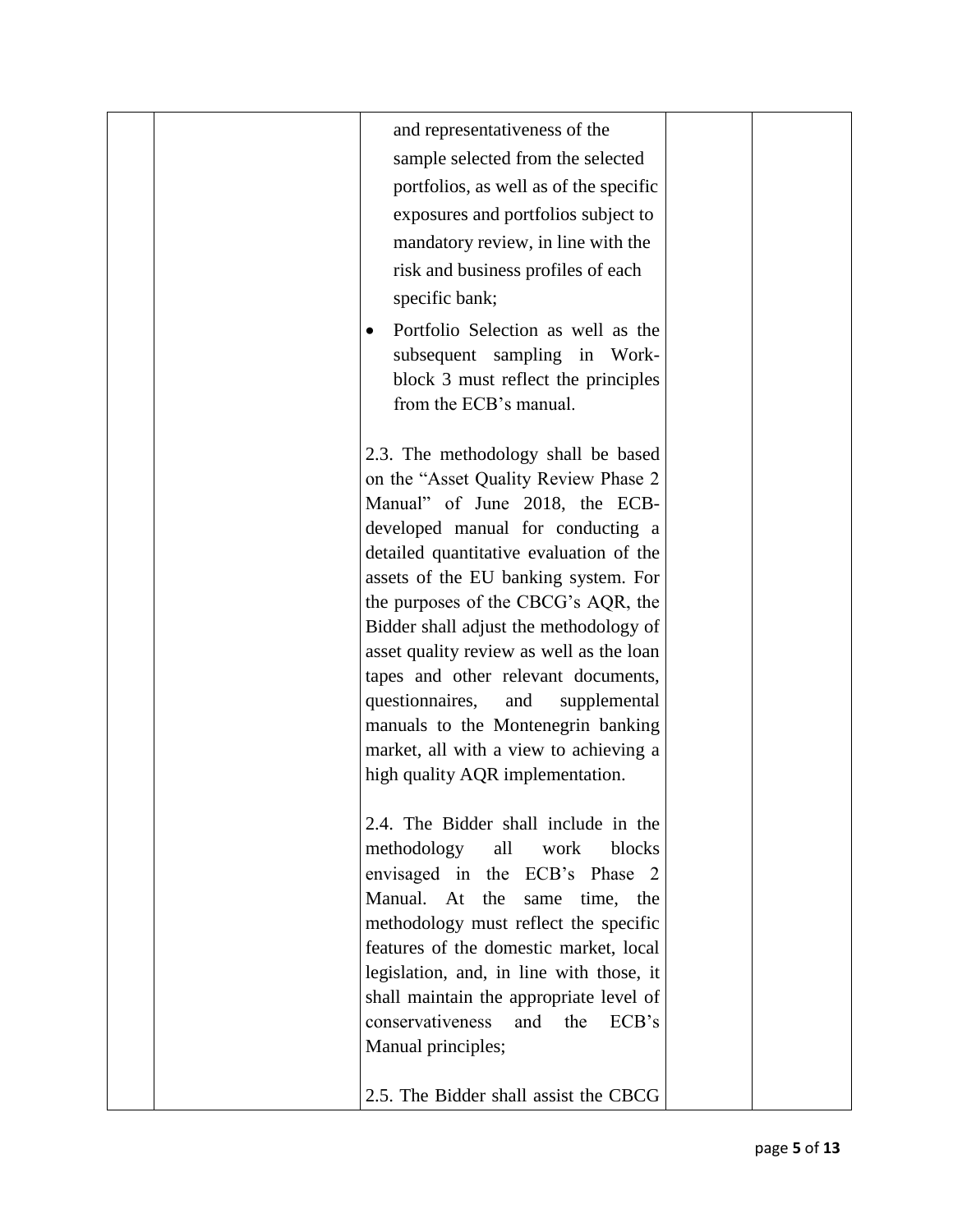| | | and representativeness of the sample selected from the selected portfolios, as well as of the specific exposures and portfolios subject to mandatory review, in line with the risk and business profiles of each specific bank;<br>• Portfolio Selection as well as the subsequent sampling in Work-block 3 must reflect the principles from the ECB's manual.<br><br>2.3. The methodology shall be based on the "Asset Quality Review Phase 2 Manual" of June 2018, the ECB-developed manual for conducting a detailed quantitative evaluation of the assets of the EU banking system. For the purposes of the CBCG's AQR, the Bidder shall adjust the methodology of asset quality review as well as the loan tapes and other relevant documents, questionnaires, and supplemental manuals to the Montenegrin banking market, all with a view to achieving a high quality AQR implementation.<br><br>2.4. The Bidder shall include in the methodology all work blocks envisaged in the ECB's Phase 2 Manual. At the same time, the methodology must reflect the specific features of the domestic market, local legislation, and, in line with those, it shall maintain the appropriate level of conservativeness and the ECB's Manual principles;<br><br>2.5. The Bidder shall assist the CBCG | | |
|---|---|---|---|---|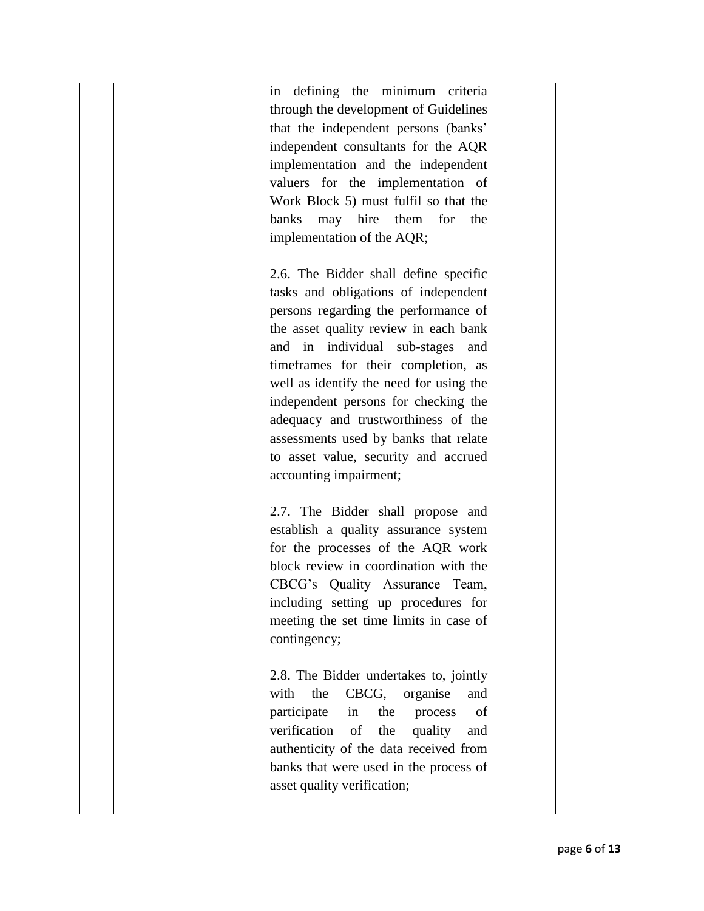| | | | | |
|---|---|---|---|---|
| | | in defining the minimum criteria through the development of Guidelines that the independent persons (banks' independent consultants for the AQR implementation and the independent valuers for the implementation of Work Block 5) must fulfil so that the banks may hire them for the implementation of the AQR;<br><br>2.6. The Bidder shall define specific tasks and obligations of independent persons regarding the performance of the asset quality review in each bank and in individual sub-stages and timeframes for their completion, as well as identify the need for using the independent persons for checking the adequacy and trustworthiness of the assessments used by banks that relate to asset value, security and accrued accounting impairment;<br><br>2.7. The Bidder shall propose and establish a quality assurance system for the processes of the AQR work block review in coordination with the CBCG's Quality Assurance Team, including setting up procedures for meeting the set time limits in case of contingency;<br><br>2.8. The Bidder undertakes to, jointly with the CBCG, organise and participate in the process of verification of the quality and authenticity of the data received from banks that were used in the process of asset quality verification; | | |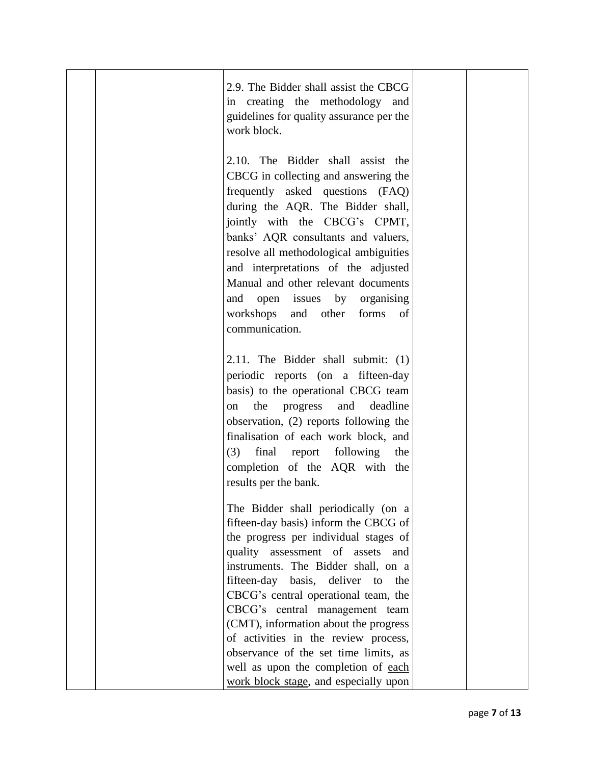| | | | | |
|---|---|---|---|---|
| | | 2.9. The Bidder shall assist the CBCG in creating the methodology and guidelines for quality assurance per the work block.<br><br>2.10. The Bidder shall assist the CBCG in collecting and answering the frequently asked questions (FAQ) during the AQR. The Bidder shall, jointly with the CBCG's CPMT, banks' AQR consultants and valuers, resolve all methodological ambiguities and interpretations of the adjusted Manual and other relevant documents and open issues by organising workshops and other forms of communication.<br><br>2.11. The Bidder shall submit: (1) periodic reports (on a fifteen-day basis) to the operational CBCG team on the progress and deadline observation, (2) reports following the finalisation of each work block, and (3) final report following the completion of the AQR with the results per the bank.<br><br>The Bidder shall periodically (on a fifteen-day basis) inform the CBCG of the progress per individual stages of quality assessment of assets and instruments. The Bidder shall, on a fifteen-day basis, deliver to the CBCG's central operational team, the CBCG's central management team (CMT), information about the progress of activities in the review process, observance of the set time limits, as well as upon the completion of <u>each work block stage</u>, and especially upon | | |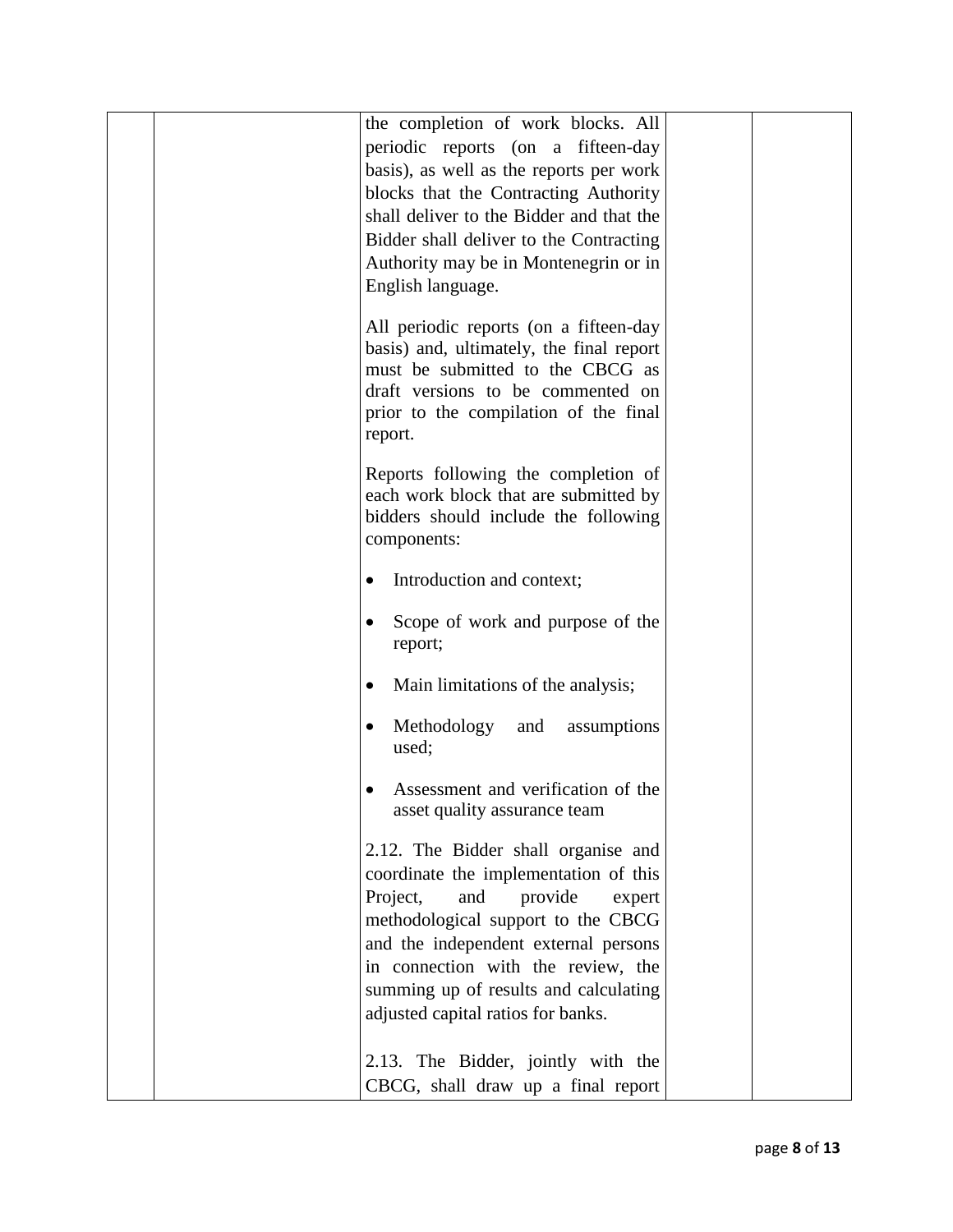| | | | | |
|---|---|---|---|---|
| | | the completion of work blocks. All periodic reports (on a fifteen-day basis), as well as the reports per work blocks that the Contracting Authority shall deliver to the Bidder and that the Bidder shall deliver to the Contracting Authority may be in Montenegrin or in English language.<br><br>All periodic reports (on a fifteen-day basis) and, ultimately, the final report must be submitted to the CBCG as draft versions to be commented on prior to the compilation of the final report.<br><br>Reports following the completion of each work block that are submitted by bidders should include the following components:<br><br>• Introduction and context;<br>• Scope of work and purpose of the report;<br>• Main limitations of the analysis;<br>• Methodology and assumptions used;<br>• Assessment and verification of the asset quality assurance team<br><br>2.12. The Bidder shall organise and coordinate the implementation of this Project, and provide expert methodological support to the CBCG and the independent external persons in connection with the review, the summing up of results and calculating adjusted capital ratios for banks.<br><br>2.13. The Bidder, jointly with the CBCG, shall draw up a final report | | |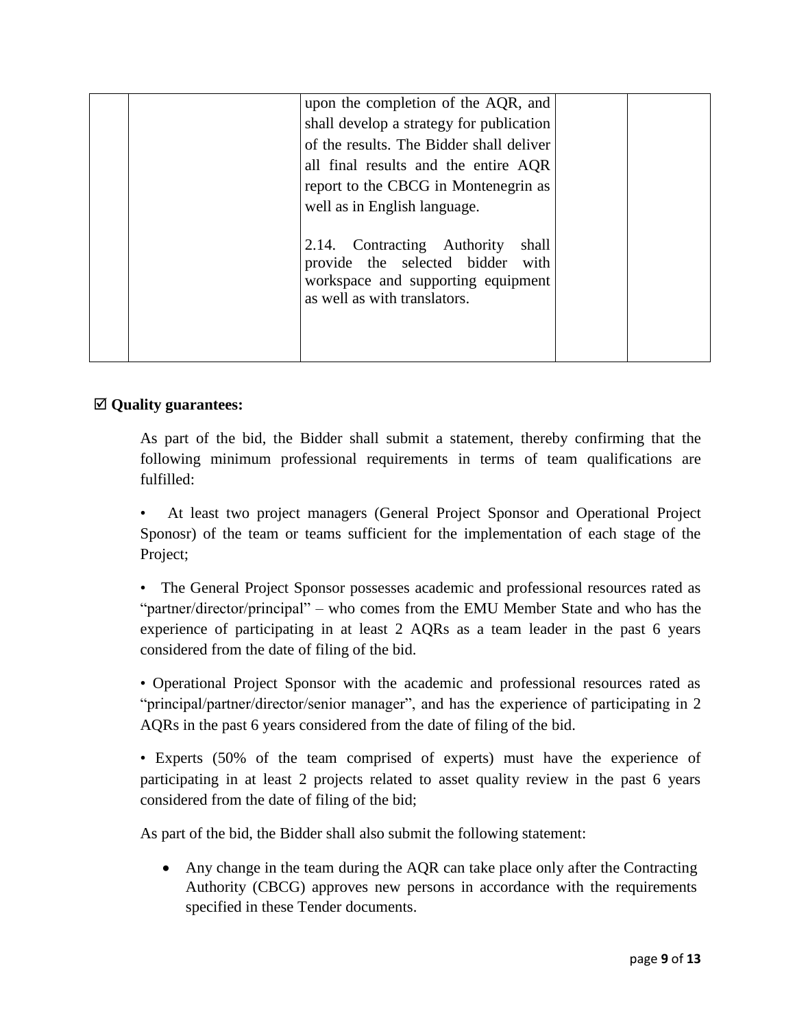| | | upon the completion of the AQR, and shall develop a strategy for publication of the results. The Bidder shall deliver all final results and the entire AQR report to the CBCG in Montenegrin as well as in English language.<br><br>2.14. Contracting Authority shall provide the selected bidder with workspace and supporting equipment as well as with translators. | | |
|---|---|---|---|---|

☑ **Quality guarantees:**

As part of the bid, the Bidder shall submit a statement, thereby confirming that the following minimum professional requirements in terms of team qualifications are fulfilled:

- At least two project managers (General Project Sponsor and Operational Project Sponosr) of the team or teams sufficient for the implementation of each stage of the Project;
- The General Project Sponsor possesses academic and professional resources rated as "partner/director/principal" – who comes from the EMU Member State and who has the experience of participating in at least 2 AQRs as a team leader in the past 6 years considered from the date of filing of the bid.
- Operational Project Sponsor with the academic and professional resources rated as "principal/partner/director/senior manager", and has the experience of participating in 2 AQRs in the past 6 years considered from the date of filing of the bid.
- Experts (50% of the team comprised of experts) must have the experience of participating in at least 2 projects related to asset quality review in the past 6 years considered from the date of filing of the bid;

As part of the bid, the Bidder shall also submit the following statement:

- Any change in the team during the AQR can take place only after the Contracting Authority (CBCG) approves new persons in accordance with the requirements specified in these Tender documents.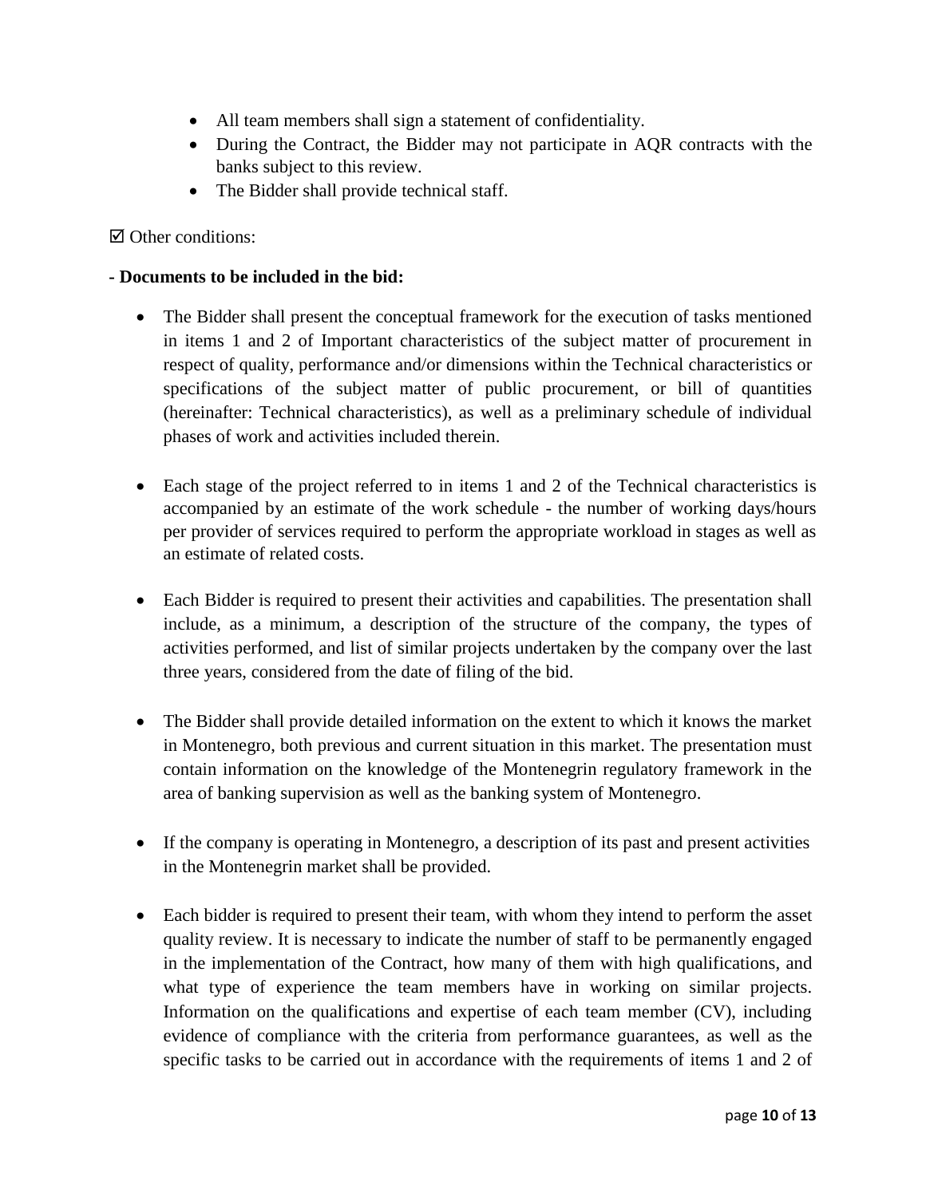- All team members shall sign a statement of confidentiality.
- During the Contract, the Bidder may not participate in AQR contracts with the banks subject to this review.
- The Bidder shall provide technical staff.

☑ Other conditions:

**- Documents to be included in the bid:**

- The Bidder shall present the conceptual framework for the execution of tasks mentioned in items 1 and 2 of Important characteristics of the subject matter of procurement in respect of quality, performance and/or dimensions within the Technical characteristics or specifications of the subject matter of public procurement, or bill of quantities (hereinafter: Technical characteristics), as well as a preliminary schedule of individual phases of work and activities included therein.

- Each stage of the project referred to in items 1 and 2 of the Technical characteristics is accompanied by an estimate of the work schedule - the number of working days/hours per provider of services required to perform the appropriate workload in stages as well as an estimate of related costs.

- Each Bidder is required to present their activities and capabilities. The presentation shall include, as a minimum, a description of the structure of the company, the types of activities performed, and list of similar projects undertaken by the company over the last three years, considered from the date of filing of the bid.

- The Bidder shall provide detailed information on the extent to which it knows the market in Montenegro, both previous and current situation in this market. The presentation must contain information on the knowledge of the Montenegrin regulatory framework in the area of banking supervision as well as the banking system of Montenegro.

- If the company is operating in Montenegro, a description of its past and present activities in the Montenegrin market shall be provided.

- Each bidder is required to present their team, with whom they intend to perform the asset quality review. It is necessary to indicate the number of staff to be permanently engaged in the implementation of the Contract, how many of them with high qualifications, and what type of experience the team members have in working on similar projects. Information on the qualifications and expertise of each team member (CV), including evidence of compliance with the criteria from performance guarantees, as well as the specific tasks to be carried out in accordance with the requirements of items 1 and 2 of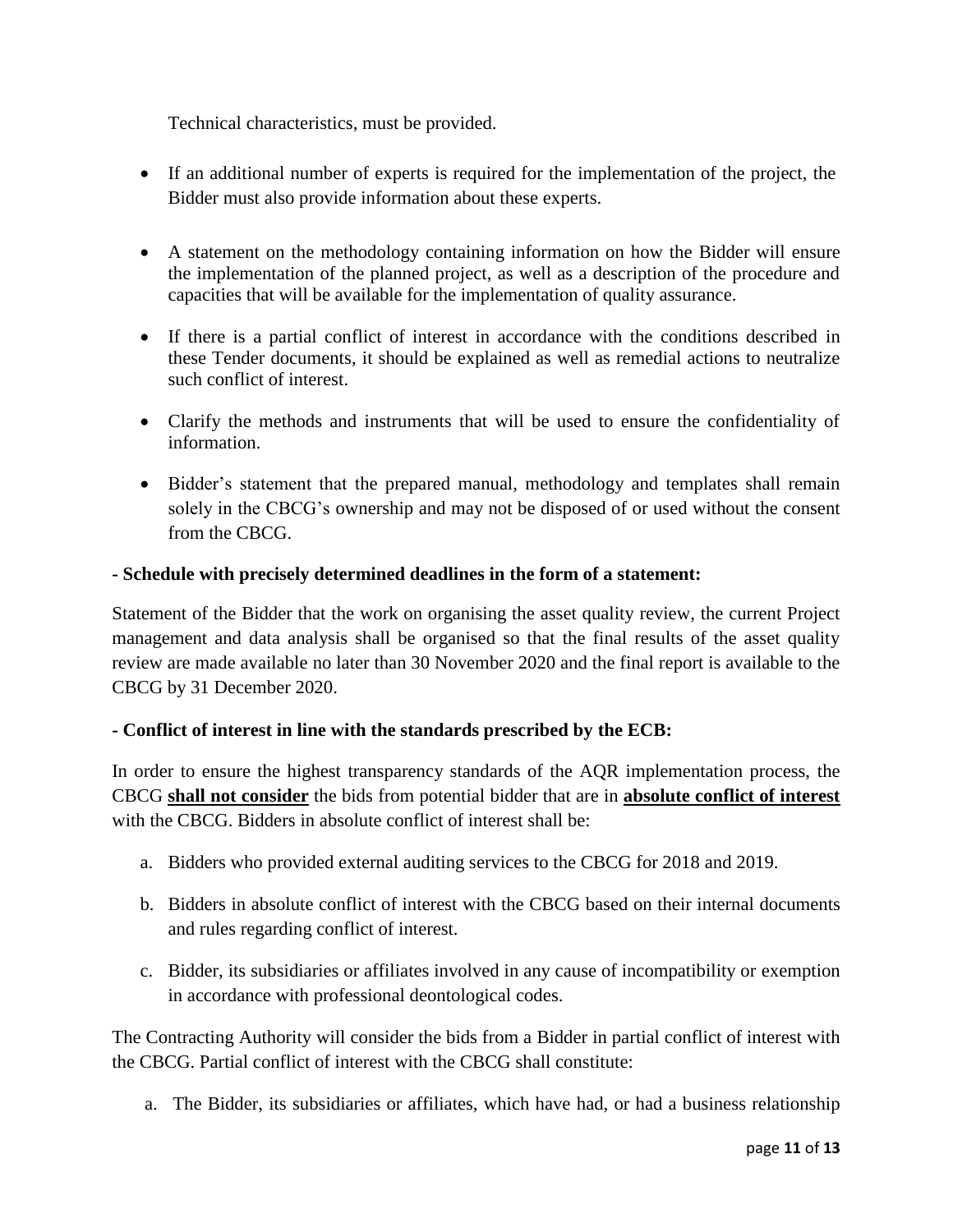Technical characteristics, must be provided.

- If an additional number of experts is required for the implementation of the project, the Bidder must also provide information about these experts.
- A statement on the methodology containing information on how the Bidder will ensure the implementation of the planned project, as well as a description of the procedure and capacities that will be available for the implementation of quality assurance.
- If there is a partial conflict of interest in accordance with the conditions described in these Tender documents, it should be explained as well as remedial actions to neutralize such conflict of interest.
- Clarify the methods and instruments that will be used to ensure the confidentiality of information.
- Bidder's statement that the prepared manual, methodology and templates shall remain solely in the CBCG's ownership and may not be disposed of or used without the consent from the CBCG.

**- Schedule with precisely determined deadlines in the form of a statement:**

Statement of the Bidder that the work on organising the asset quality review, the current Project management and data analysis shall be organised so that the final results of the asset quality review are made available no later than 30 November 2020 and the final report is available to the CBCG by 31 December 2020.

**- Conflict of interest in line with the standards prescribed by the ECB:**

In order to ensure the highest transparency standards of the AQR implementation process, the CBCG **shall not consider** the bids from potential bidder that are in **absolute conflict of interest** with the CBCG. Bidders in absolute conflict of interest shall be:

a. Bidders who provided external auditing services to the CBCG for 2018 and 2019.

b. Bidders in absolute conflict of interest with the CBCG based on their internal documents and rules regarding conflict of interest.

c. Bidder, its subsidiaries or affiliates involved in any cause of incompatibility or exemption in accordance with professional deontological codes.

The Contracting Authority will consider the bids from a Bidder in partial conflict of interest with the CBCG. Partial conflict of interest with the CBCG shall constitute:

a. The Bidder, its subsidiaries or affiliates, which have had, or had a business relationship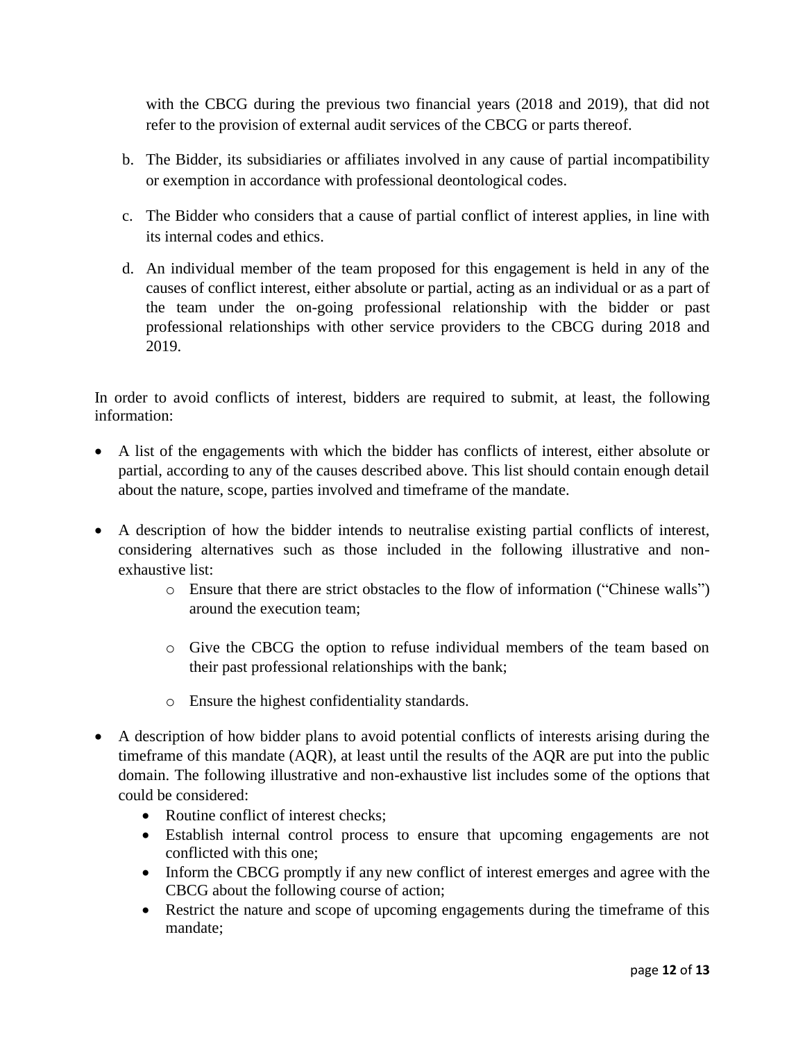with the CBCG during the previous two financial years (2018 and 2019), that did not refer to the provision of external audit services of the CBCG or parts thereof.

b. The Bidder, its subsidiaries or affiliates involved in any cause of partial incompatibility or exemption in accordance with professional deontological codes.

c. The Bidder who considers that a cause of partial conflict of interest applies, in line with its internal codes and ethics.

d. An individual member of the team proposed for this engagement is held in any of the causes of conflict interest, either absolute or partial, acting as an individual or as a part of the team under the on-going professional relationship with the bidder or past professional relationships with other service providers to the CBCG during 2018 and 2019.

In order to avoid conflicts of interest, bidders are required to submit, at least, the following information:

- A list of the engagements with which the bidder has conflicts of interest, either absolute or partial, according to any of the causes described above. This list should contain enough detail about the nature, scope, parties involved and timeframe of the mandate.
- A description of how the bidder intends to neutralise existing partial conflicts of interest, considering alternatives such as those included in the following illustrative and non-exhaustive list:
    - Ensure that there are strict obstacles to the flow of information ("Chinese walls") around the execution team;
    - Give the CBCG the option to refuse individual members of the team based on their past professional relationships with the bank;
    - Ensure the highest confidentiality standards.
- A description of how bidder plans to avoid potential conflicts of interests arising during the timeframe of this mandate (AQR), at least until the results of the AQR are put into the public domain. The following illustrative and non-exhaustive list includes some of the options that could be considered:
    - Routine conflict of interest checks;
    - Establish internal control process to ensure that upcoming engagements are not conflicted with this one;
    - Inform the CBCG promptly if any new conflict of interest emerges and agree with the CBCG about the following course of action;
    - Restrict the nature and scope of upcoming engagements during the timeframe of this mandate;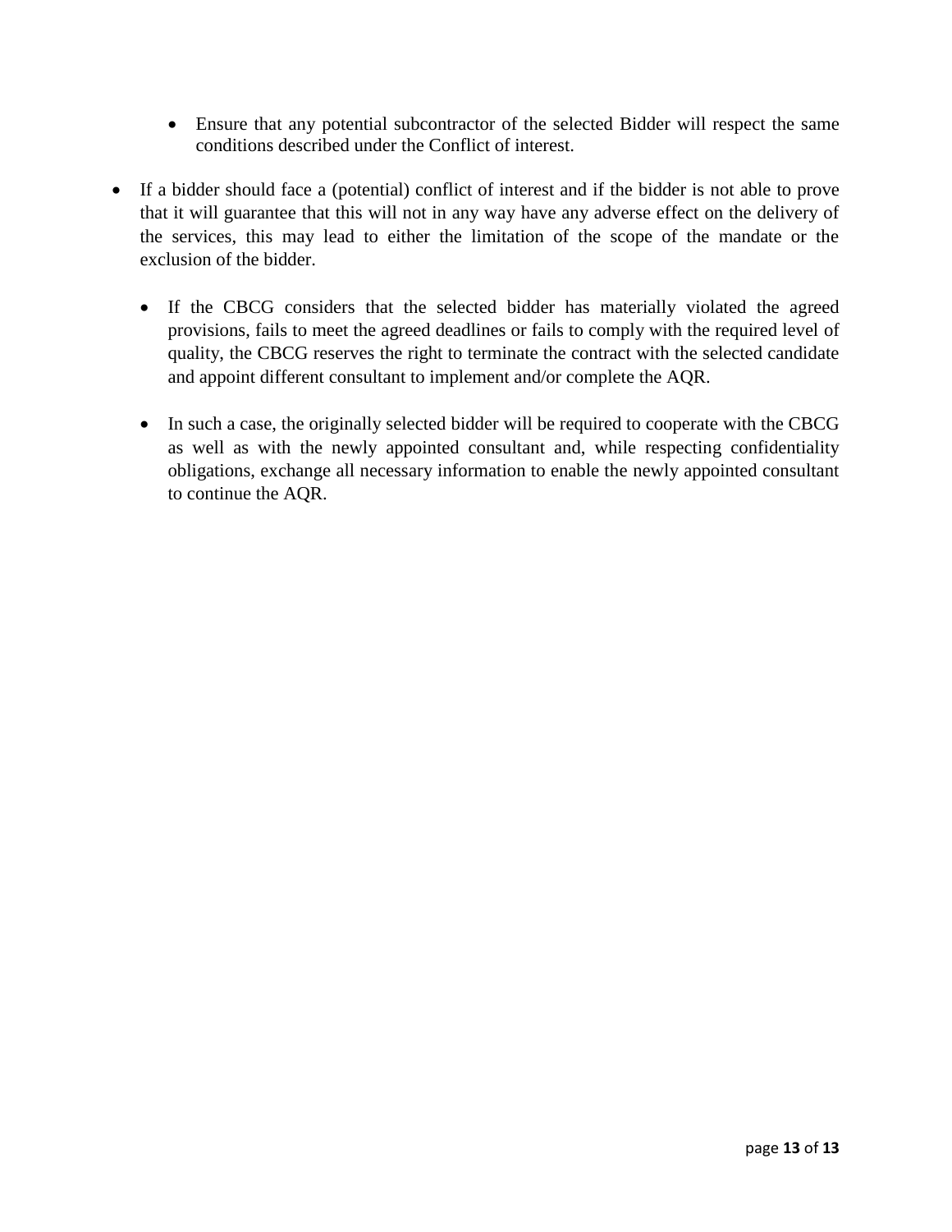- Ensure that any potential subcontractor of the selected Bidder will respect the same conditions described under the Conflict of interest.

- If a bidder should face a (potential) conflict of interest and if the bidder is not able to prove that it will guarantee that this will not in any way have any adverse effect on the delivery of the services, this may lead to either the limitation of the scope of the mandate or the exclusion of the bidder.

  - If the CBCG considers that the selected bidder has materially violated the agreed provisions, fails to meet the agreed deadlines or fails to comply with the required level of quality, the CBCG reserves the right to terminate the contract with the selected candidate and appoint different consultant to implement and/or complete the AQR.

  - In such a case, the originally selected bidder will be required to cooperate with the CBCG as well as with the newly appointed consultant and, while respecting confidentiality obligations, exchange all necessary information to enable the newly appointed consultant to continue the AQR.